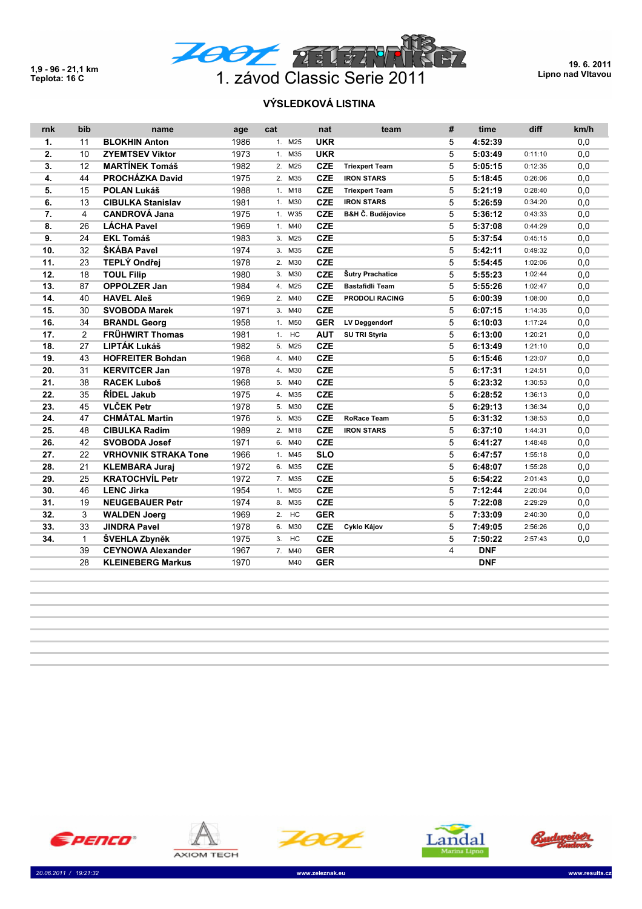1,9 - 96 - 21,1 km
Teplota: 16 C

19. 6. 2011
Lipno nad Vltavou

# 1. závod Classic Serie 2011

## VÝSLEDKOVÁ LISTINA

| rnk | bib | name | age | cat | nat | team | # | time | diff | km/h |
|---|---|---|---|---|---|---|---|---|---|---|
| 1. | 11 | BLOKHIN Anton | 1986 | 1. M25 | UKR | | 5 | 4:52:39 | | 0,0 |
| 2. | 10 | ZYEMTSEV Viktor | 1973 | 1. M35 | UKR | | 5 | 5:03:49 | 0:11:10 | 0,0 |
| 3. | 12 | MARTÍNEK Tomáš | 1982 | 2. M25 | CZE | Triexpert Team | 5 | 5:05:15 | 0:12:35 | 0,0 |
| 4. | 44 | PROCHÁZKA David | 1975 | 2. M35 | CZE | IRON STARS | 5 | 5:18:45 | 0:26:06 | 0,0 |
| 5. | 15 | POLAN Lukáš | 1988 | 1. M18 | CZE | Triexpert Team | 5 | 5:21:19 | 0:28:40 | 0,0 |
| 6. | 13 | CIBULKA Stanislav | 1981 | 1. M30 | CZE | IRON STARS | 5 | 5:26:59 | 0:34:20 | 0,0 |
| 7. | 4 | CANDROVÁ Jana | 1975 | 1. W35 | CZE | B&H Č. Budějovice | 5 | 5:36:12 | 0:43:33 | 0,0 |
| 8. | 26 | LÁCHA Pavel | 1969 | 1. M40 | CZE | | 5 | 5:37:08 | 0:44:29 | 0,0 |
| 9. | 24 | EKL Tomáš | 1983 | 3. M25 | CZE | | 5 | 5:37:54 | 0:45:15 | 0,0 |
| 10. | 32 | ŠKÁBA Pavel | 1974 | 3. M35 | CZE | | 5 | 5:42:11 | 0:49:32 | 0,0 |
| 11. | 23 | TEPLÝ Ondřej | 1978 | 2. M30 | CZE | | 5 | 5:54:45 | 1:02:06 | 0,0 |
| 12. | 18 | TOUL Filip | 1980 | 3. M30 | CZE | Šutry Prachatice | 5 | 5:55:23 | 1:02:44 | 0,0 |
| 13. | 87 | OPPOLZER Jan | 1984 | 4. M25 | CZE | Bastafidli Team | 5 | 5:55:26 | 1:02:47 | 0,0 |
| 14. | 40 | HAVEL Aleš | 1969 | 2. M40 | CZE | PRODOLI RACING | 5 | 6:00:39 | 1:08:00 | 0,0 |
| 15. | 30 | SVOBODA Marek | 1971 | 3. M40 | CZE | | 5 | 6:07:15 | 1:14:35 | 0,0 |
| 16. | 34 | BRANDL Georg | 1958 | 1. M50 | GER | LV Deggendorf | 5 | 6:10:03 | 1:17:24 | 0,0 |
| 17. | 2 | FRÜHWIRT Thomas | 1981 | 1. HC | AUT | SU TRI Styria | 5 | 6:13:00 | 1:20:21 | 0,0 |
| 18. | 27 | LIPTÁK Lukáš | 1982 | 5. M25 | CZE | | 5 | 6:13:49 | 1:21:10 | 0,0 |
| 19. | 43 | HOFREITER Bohdan | 1968 | 4. M40 | CZE | | 5 | 6:15:46 | 1:23:07 | 0,0 |
| 20. | 31 | KERVITCER Jan | 1978 | 4. M30 | CZE | | 5 | 6:17:31 | 1:24:51 | 0,0 |
| 21. | 38 | RACEK Luboš | 1968 | 5. M40 | CZE | | 5 | 6:23:32 | 1:30:53 | 0,0 |
| 22. | 35 | ŘÍDEL Jakub | 1975 | 4. M35 | CZE | | 5 | 6:28:52 | 1:36:13 | 0,0 |
| 23. | 45 | VLČEK Petr | 1978 | 5. M30 | CZE | | 5 | 6:29:13 | 1:36:34 | 0,0 |
| 24. | 47 | CHMÁTAL Martin | 1976 | 5. M35 | CZE | RoRace Team | 5 | 6:31:32 | 1:38:53 | 0,0 |
| 25. | 48 | CIBULKA Radim | 1989 | 2. M18 | CZE | IRON STARS | 5 | 6:37:10 | 1:44:31 | 0,0 |
| 26. | 42 | SVOBODA Josef | 1971 | 6. M40 | CZE | | 5 | 6:41:27 | 1:48:48 | 0,0 |
| 27. | 22 | VRHOVNIK STRAKA Tone | 1966 | 1. M45 | SLO | | 5 | 6:47:57 | 1:55:18 | 0,0 |
| 28. | 21 | KLEMBARA Juraj | 1972 | 6. M35 | CZE | | 5 | 6:48:07 | 1:55:28 | 0,0 |
| 29. | 25 | KRATOCHVÍL Petr | 1972 | 7. M35 | CZE | | 5 | 6:54:22 | 2:01:43 | 0,0 |
| 30. | 46 | LENC Jirka | 1954 | 1. M55 | CZE | | 5 | 7:12:44 | 2:20:04 | 0,0 |
| 31. | 19 | NEUGEBAUER Petr | 1974 | 8. M35 | CZE | | 5 | 7:22:08 | 2:29:29 | 0,0 |
| 32. | 3 | WALDEN Joerg | 1969 | 2. HC | GER | | 5 | 7:33:09 | 2:40:30 | 0,0 |
| 33. | 33 | JINDRA Pavel | 1978 | 6. M30 | CZE | Cyklo Kájov | 5 | 7:49:05 | 2:56:26 | 0,0 |
| 34. | 1 | ŠVEHLA Zbyněk | 1975 | 3. HC | CZE | | 5 | 7:50:22 | 2:57:43 | 0,0 |
| | 39 | CEYNOWA Alexander | 1967 | 7. M40 | GER | | 4 | DNF | | |
| | 28 | KLEINEBERG Markus | 1970 | M40 | GER | | | DNF | | |

20.06.2011 / 19:21:32 www.zeleznak.eu www.results.cz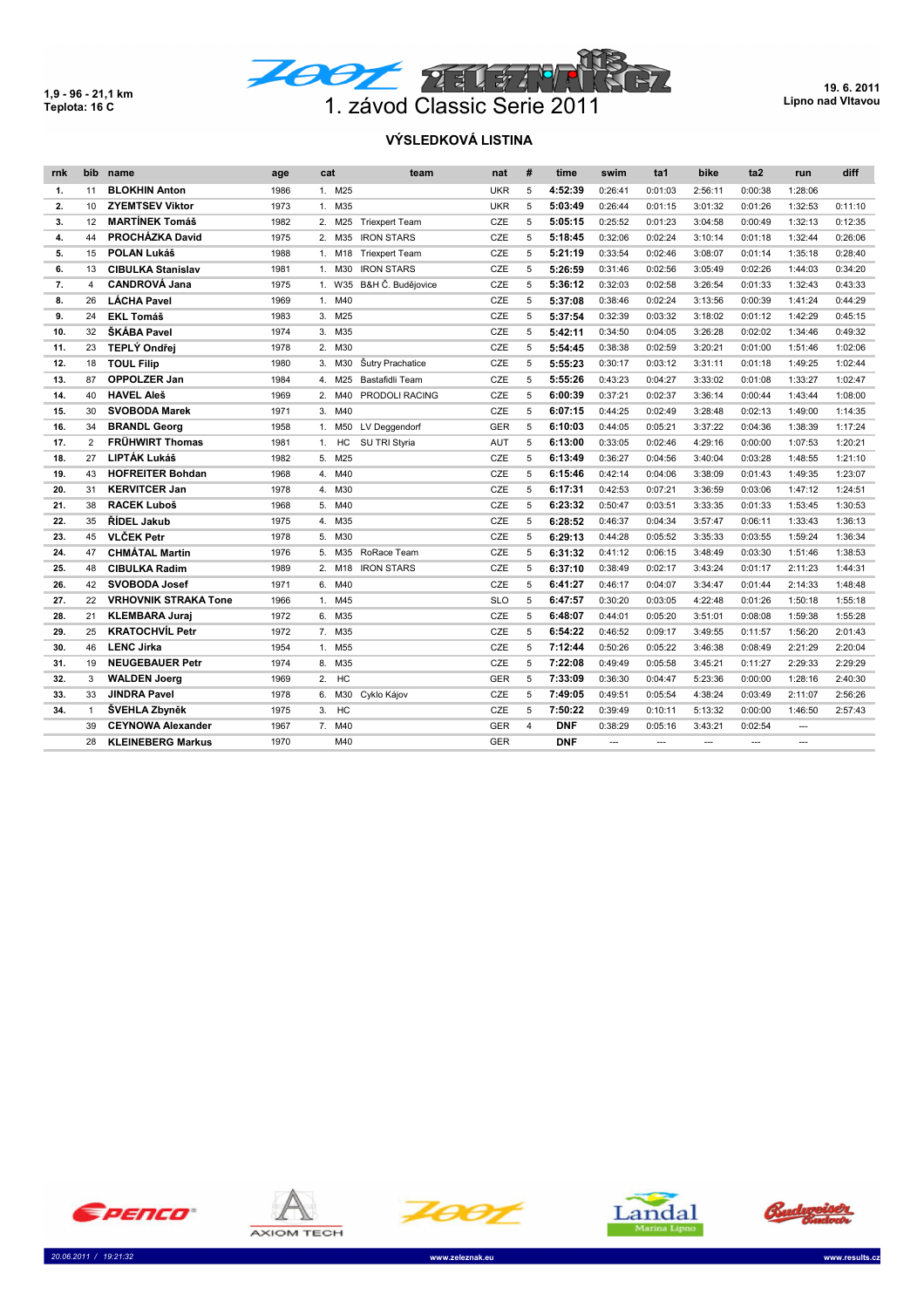1,9 - 96 - 21,1 km
Teplota: 16 C

# 1. závod Classic Serie 2011

19. 6. 2011
Lipno nad Vltavou

## VÝSLEDKOVÁ LISTINA

| rnk | bib | name | age | cat | | team | nat | # | time | swim | ta1 | bike | ta2 | run | diff |
|---|---|---|---|---|---|---|---|---|---|---|---|---|---|---|---|
| 1. | 11 | **BLOKHIN Anton** | 1986 | 1. | M25 | | UKR | 5 | **4:52:39** | 0:26:41 | 0:01:03 | 2:56:11 | 0:00:38 | 1:28:06 | |
| 2. | 10 | **ZYEMTSEV Viktor** | 1973 | 1. | M35 | | UKR | 5 | **5:03:49** | 0:26:44 | 0:01:15 | 3:01:32 | 0:01:26 | 1:32:53 | 0:11:10 |
| 3. | 12 | **MARTÍNEK Tomáš** | 1982 | 2. | M25 | Triexpert Team | CZE | 5 | **5:05:15** | 0:25:52 | 0:01:23 | 3:04:58 | 0:00:49 | 1:32:13 | 0:12:35 |
| 4. | 44 | **PROCHÁZKA David** | 1975 | 2. | M35 | IRON STARS | CZE | 5 | **5:18:45** | 0:32:06 | 0:02:24 | 3:10:14 | 0:01:18 | 1:32:44 | 0:26:06 |
| 5. | 15 | **POLAN Lukáš** | 1988 | 1. | M18 | Triexpert Team | CZE | 5 | **5:21:19** | 0:33:54 | 0:02:46 | 3:08:07 | 0:01:14 | 1:35:18 | 0:28:40 |
| 6. | 13 | **CIBULKA Stanislav** | 1981 | 1. | M30 | IRON STARS | CZE | 5 | **5:26:59** | 0:31:46 | 0:02:56 | 3:05:49 | 0:02:26 | 1:44:03 | 0:34:20 |
| 7. | 4 | **CANDROVÁ Jana** | 1975 | 1. | W35 | B&H Č. Budějovice | CZE | 5 | **5:36:12** | 0:32:03 | 0:02:58 | 3:26:54 | 0:01:33 | 1:32:43 | 0:43:33 |
| 8. | 26 | **LÁCHA Pavel** | 1969 | 1. | M40 | | CZE | 5 | **5:37:08** | 0:38:46 | 0:02:24 | 3:13:56 | 0:00:39 | 1:41:24 | 0:44:29 |
| 9. | 24 | **EKL Tomáš** | 1983 | 3. | M25 | | CZE | 5 | **5:37:54** | 0:32:39 | 0:03:32 | 3:18:02 | 0:01:12 | 1:42:29 | 0:45:15 |
| 10. | 32 | **ŠKÁBA Pavel** | 1974 | 3. | M35 | | CZE | 5 | **5:42:11** | 0:34:50 | 0:04:05 | 3:26:28 | 0:02:02 | 1:34:46 | 0:49:32 |
| 11. | 23 | **TEPLÝ Ondřej** | 1978 | 2. | M30 | | CZE | 5 | **5:54:45** | 0:38:38 | 0:02:59 | 3:20:21 | 0:01:00 | 1:51:46 | 1:02:06 |
| 12. | 18 | **TOUL Filip** | 1980 | 3. | M30 | Šutry Prachatice | CZE | 5 | **5:55:23** | 0:30:17 | 0:03:12 | 3:31:11 | 0:01:18 | 1:49:25 | 1:02:44 |
| 13. | 87 | **OPPOLZER Jan** | 1984 | 4. | M25 | Bastafidli Team | CZE | 5 | **5:55:26** | 0:43:23 | 0:04:27 | 3:33:02 | 0:01:08 | 1:33:27 | 1:02:47 |
| 14. | 40 | **HAVEL Aleš** | 1969 | 2. | M40 | PRODOLI RACING | CZE | 5 | **6:00:39** | 0:37:21 | 0:02:37 | 3:36:14 | 0:00:44 | 1:43:44 | 1:08:00 |
| 15. | 30 | **SVOBODA Marek** | 1971 | 3. | M40 | | CZE | 5 | **6:07:15** | 0:44:25 | 0:02:49 | 3:28:48 | 0:02:13 | 1:49:00 | 1:14:35 |
| 16. | 34 | **BRANDL Georg** | 1958 | 1. | M50 | LV Deggendorf | GER | 5 | **6:10:03** | 0:44:05 | 0:05:21 | 3:37:22 | 0:04:36 | 1:38:39 | 1:17:24 |
| 17. | 2 | **FRÜHWIRT Thomas** | 1981 | 1. | HC | SU TRI Styria | AUT | 5 | **6:13:00** | 0:33:05 | 0:02:46 | 4:29:16 | 0:00:00 | 1:07:53 | 1:20:21 |
| 18. | 27 | **LIPTÁK Lukáš** | 1982 | 5. | M25 | | CZE | 5 | **6:13:49** | 0:36:27 | 0:04:56 | 3:40:04 | 0:03:28 | 1:48:55 | 1:21:10 |
| 19. | 43 | **HOFREITER Bohdan** | 1968 | 4. | M40 | | CZE | 5 | **6:15:46** | 0:42:14 | 0:04:06 | 3:38:09 | 0:01:43 | 1:49:35 | 1:23:07 |
| 20. | 31 | **KERVITCER Jan** | 1978 | 4. | M30 | | CZE | 5 | **6:17:31** | 0:42:53 | 0:07:21 | 3:36:59 | 0:03:06 | 1:47:12 | 1:24:51 |
| 21. | 38 | **RACEK Luboš** | 1968 | 5. | M40 | | CZE | 5 | **6:23:32** | 0:50:47 | 0:03:51 | 3:33:35 | 0:01:33 | 1:53:45 | 1:30:53 |
| 22. | 35 | **ŘÍDEL Jakub** | 1975 | 4. | M35 | | CZE | 5 | **6:28:52** | 0:46:37 | 0:04:34 | 3:57:47 | 0:06:11 | 1:33:43 | 1:36:13 |
| 23. | 45 | **VLČEK Petr** | 1978 | 5. | M30 | | CZE | 5 | **6:29:13** | 0:44:28 | 0:05:52 | 3:35:33 | 0:03:55 | 1:59:24 | 1:36:34 |
| 24. | 47 | **CHMÁTAL Martin** | 1976 | 5. | M35 | RoRace Team | CZE | 5 | **6:31:32** | 0:41:12 | 0:06:15 | 3:48:49 | 0:03:30 | 1:51:46 | 1:38:53 |
| 25. | 48 | **CIBULKA Radim** | 1989 | 2. | M18 | IRON STARS | CZE | 5 | **6:37:10** | 0:38:49 | 0:02:17 | 3:43:24 | 0:01:17 | 2:11:23 | 1:44:31 |
| 26. | 42 | **SVOBODA Josef** | 1971 | 6. | M40 | | CZE | 5 | **6:41:27** | 0:46:17 | 0:04:07 | 3:34:47 | 0:01:44 | 2:14:33 | 1:48:48 |
| 27. | 22 | **VRHOVNIK STRAKA Tone** | 1966 | 1. | M45 | | SLO | 5 | **6:47:57** | 0:30:20 | 0:03:05 | 4:22:48 | 0:01:26 | 1:50:18 | 1:55:18 |
| 28. | 21 | **KLEMBARA Juraj** | 1972 | 6. | M35 | | CZE | 5 | **6:48:07** | 0:44:01 | 0:05:20 | 3:51:01 | 0:08:08 | 1:59:38 | 1:55:28 |
| 29. | 25 | **KRATOCHVÍL Petr** | 1972 | 7. | M35 | | CZE | 5 | **6:54:22** | 0:46:52 | 0:09:17 | 3:49:55 | 0:11:57 | 1:56:20 | 2:01:43 |
| 30. | 46 | **LENC Jirka** | 1954 | 1. | M55 | | CZE | 5 | **7:12:44** | 0:50:26 | 0:05:22 | 3:46:38 | 0:08:49 | 2:21:29 | 2:20:04 |
| 31. | 19 | **NEUGEBAUER Petr** | 1974 | 8. | M35 | | CZE | 5 | **7:22:08** | 0:49:49 | 0:05:58 | 3:45:21 | 0:11:27 | 2:29:33 | 2:29:29 |
| 32. | 3 | **WALDEN Joerg** | 1969 | 2. | HC | | GER | 5 | **7:33:09** | 0:36:30 | 0:04:47 | 5:23:36 | 0:00:00 | 1:28:16 | 2:40:30 |
| 33. | 33 | **JINDRA Pavel** | 1978 | 6. | M30 | Cyklo Kájov | CZE | 5 | **7:49:05** | 0:49:51 | 0:05:54 | 4:38:24 | 0:03:49 | 2:11:07 | 2:56:26 |
| 34. | 1 | **ŠVEHLA Zbyněk** | 1975 | 3. | HC | | CZE | 5 | **7:50:22** | 0:39:49 | 0:10:11 | 5:13:32 | 0:00:00 | 1:46:50 | 2:57:43 |
| | 39 | **CEYNOWA Alexander** | 1967 | 7. | M40 | | GER | 4 | **DNF** | 0:38:29 | 0:05:16 | 3:43:21 | 0:02:54 | --- | |
| | 28 | **KLEINEBERG Markus** | 1970 | | M40 | | GER | | **DNF** | --- | --- | --- | --- | --- | |

20.06.2011 / 19:21:32 www.zeleznak.eu www.results.cz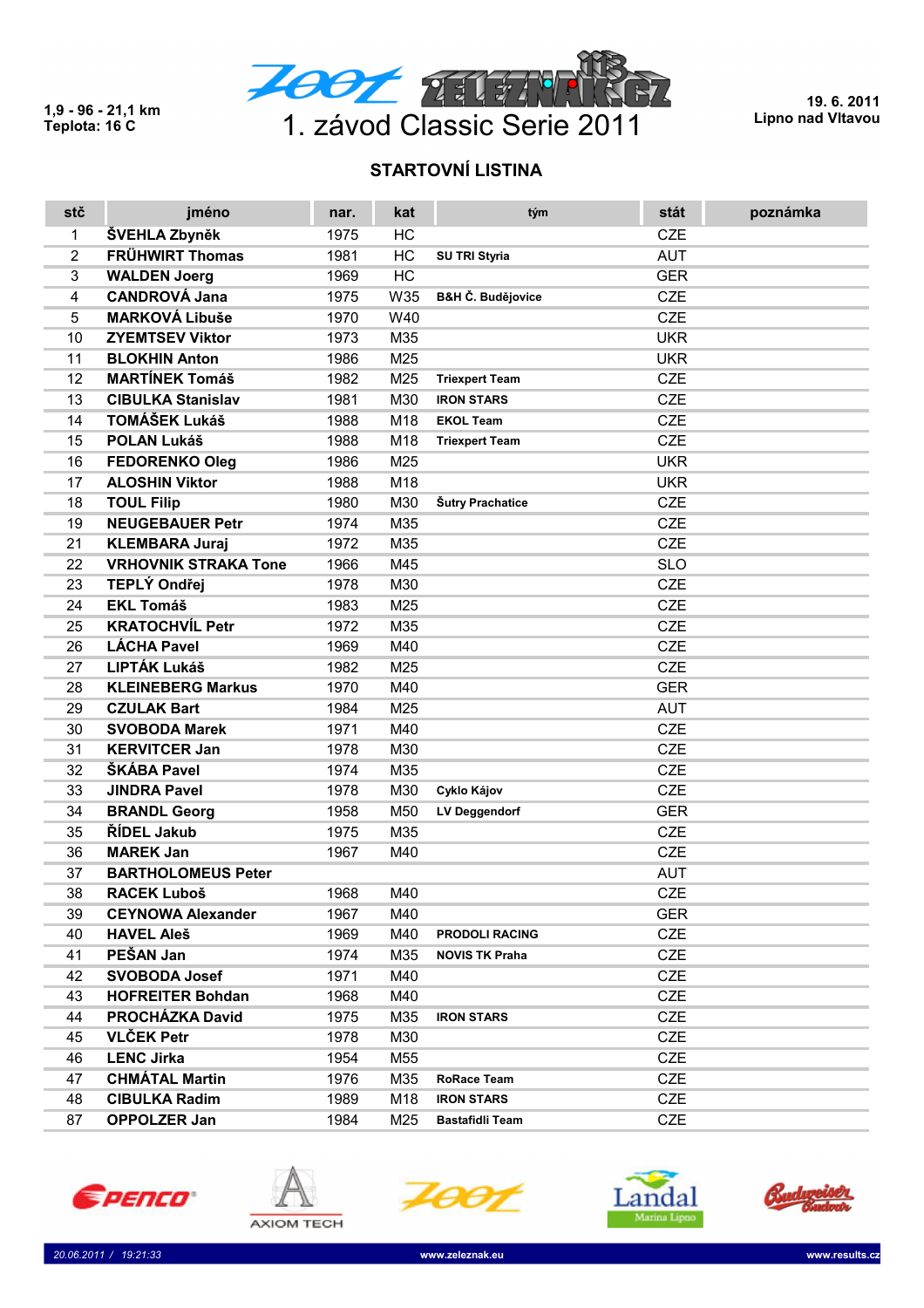1,9 - 96 - 21,1 km
Teplota: 16 C

# 1. závod Classic Serie 2011

19. 6. 2011
Lipno nad Vltavou

## STARTOVNÍ LISTINA

| stč | jméno | nar. | kat | tým | stát | poznámka |
|---|---|---|---|---|---|---|
| 1 | **ŠVEHLA Zbyněk** | 1975 | HC | | CZE | |
| 2 | **FRÜHWIRT Thomas** | 1981 | HC | SU TRI Styria | AUT | |
| 3 | **WALDEN Joerg** | 1969 | HC | | GER | |
| 4 | **CANDROVÁ Jana** | 1975 | W35 | B&H Č. Budějovice | CZE | |
| 5 | **MARKOVÁ Libuše** | 1970 | W40 | | CZE | |
| 10 | **ZYEMTSEV Viktor** | 1973 | M35 | | UKR | |
| 11 | **BLOKHIN Anton** | 1986 | M25 | | UKR | |
| 12 | **MARTÍNEK Tomáš** | 1982 | M25 | Triexpert Team | CZE | |
| 13 | **CIBULKA Stanislav** | 1981 | M30 | IRON STARS | CZE | |
| 14 | **TOMÁŠEK Lukáš** | 1988 | M18 | EKOL Team | CZE | |
| 15 | **POLAN Lukáš** | 1988 | M18 | Triexpert Team | CZE | |
| 16 | **FEDORENKO Oleg** | 1986 | M25 | | UKR | |
| 17 | **ALOSHIN Viktor** | 1988 | M18 | | UKR | |
| 18 | **TOUL Filip** | 1980 | M30 | Šutry Prachatice | CZE | |
| 19 | **NEUGEBAUER Petr** | 1974 | M35 | | CZE | |
| 21 | **KLEMBARA Juraj** | 1972 | M35 | | CZE | |
| 22 | **VRHOVNIK STRAKA Tone** | 1966 | M45 | | SLO | |
| 23 | **TEPLÝ Ondřej** | 1978 | M30 | | CZE | |
| 24 | **EKL Tomáš** | 1983 | M25 | | CZE | |
| 25 | **KRATOCHVÍL Petr** | 1972 | M35 | | CZE | |
| 26 | **LÁCHA Pavel** | 1969 | M40 | | CZE | |
| 27 | **LIPTÁK Lukáš** | 1982 | M25 | | CZE | |
| 28 | **KLEINEBERG Markus** | 1970 | M40 | | GER | |
| 29 | **CZULAK Bart** | 1984 | M25 | | AUT | |
| 30 | **SVOBODA Marek** | 1971 | M40 | | CZE | |
| 31 | **KERVITCER Jan** | 1978 | M30 | | CZE | |
| 32 | **ŠKÁBA Pavel** | 1974 | M35 | | CZE | |
| 33 | **JINDRA Pavel** | 1978 | M30 | Cyklo Kájov | CZE | |
| 34 | **BRANDL Georg** | 1958 | M50 | LV Deggendorf | GER | |
| 35 | **ŘÍDEL Jakub** | 1975 | M35 | | CZE | |
| 36 | **MAREK Jan** | 1967 | M40 | | CZE | |
| 37 | **BARTHOLOMEUS Peter** | | | | AUT | |
| 38 | **RACEK Luboš** | 1968 | M40 | | CZE | |
| 39 | **CEYNOWA Alexander** | 1967 | M40 | | GER | |
| 40 | **HAVEL Aleš** | 1969 | M40 | PRODOLI RACING | CZE | |
| 41 | **PEŠAN Jan** | 1974 | M35 | NOVIS TK Praha | CZE | |
| 42 | **SVOBODA Josef** | 1971 | M40 | | CZE | |
| 43 | **HOFREITER Bohdan** | 1968 | M40 | | CZE | |
| 44 | **PROCHÁZKA David** | 1975 | M35 | IRON STARS | CZE | |
| 45 | **VLČEK Petr** | 1978 | M30 | | CZE | |
| 46 | **LENC Jirka** | 1954 | M55 | | CZE | |
| 47 | **CHMÁTAL Martin** | 1976 | M35 | RoRace Team | CZE | |
| 48 | **CIBULKA Radim** | 1989 | M18 | IRON STARS | CZE | |
| 87 | **OPPOLZER Jan** | 1984 | M25 | Bastafidli Team | CZE | |

20.06.2011 / 19:21:33 www.zeleznak.eu www.results.cz